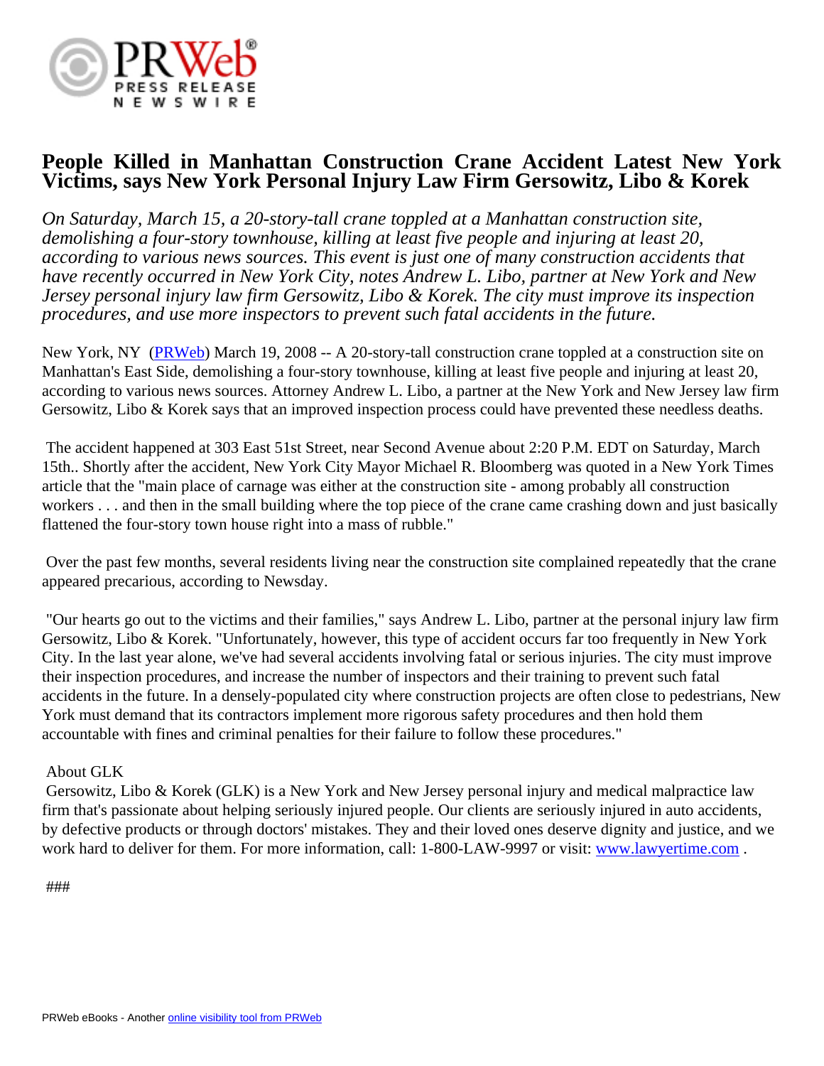# People Killed in Manhattan Construction Crane Accident Latest New York Victims, says New York Personal Injury Law Firm Gersowitz, Libo & Korek

*On Saturday, March 15, a 20-story-tall crane toppled at a Manhattan construction site, demolishing a four-story townhouse, killing at least five people and injuring at least 20, according to various news sources. This event is just one of many construction accidents that have recently occurred in New York City, notes Andrew L. Libo, partner at New York and New Jersey personal injury law firm Gersowitz, Libo & Korek. The city must improve its inspection procedures, and use more inspectors to prevent such fatal accidents in the future.*

New York, NY (PRWeb) March 19, 2008 -- A 20-story-tall construction crane toppled at a construction site on Manhattan's East Side, demolishing a four-story townhouse, killing at least five people and injuring at least 20, according to various news sources. Attorney Andrew L. Libo, a partner at the New York and New Jersey law firm Gersowitz, Libo & Korek says that an improved inspection process could have prevented these needless deaths.

The accident happened at 303 East 51st Street, near Second Avenue about 2:20 P.M. EDT on Saturday, March 15th.. Shortly after the accident, New York City Mayor Michael R. Bloomberg was quoted in a New York Times article that the "main place of carnage was either at the construction site - among probably all construction workers . . . and then in the small building where the top piece of the crane came crashing down and just basically flattened the four-story town house right into a mass of rubble."

Over the past few months, several residents living near the construction site complained repeatedly that the crane appeared precarious, according to Newsday.

"Our hearts go out to the victims and their families," says Andrew L. Libo, partner at the personal injury law firm Gersowitz, Libo & Korek. "Unfortunately, however, this type of accident occurs far too frequently in New York City. In the last year alone, we've had several accidents involving fatal or serious injuries. The city must improve their inspection procedures, and increase the number of inspectors and their training to prevent such fatal accidents in the future. In a densely-populated city where construction projects are often close to pedestrians, New York must demand that its contractors implement more rigorous safety procedures and then hold them accountable with fines and criminal penalties for their failure to follow these procedures."

About GLK

Gersowitz, Libo & Korek (GLK) is a New York and New Jersey personal injury and medical malpractice law firm that's passionate about helping seriously injured people. Our clients are seriously injured in auto accidents, by defective products or through doctors' mistakes. They and their loved ones deserve dignity and justice, and we work hard to deliver for them. For more information, call: 1-800-LAW-9997 or visit: www.lawyertime.com .

###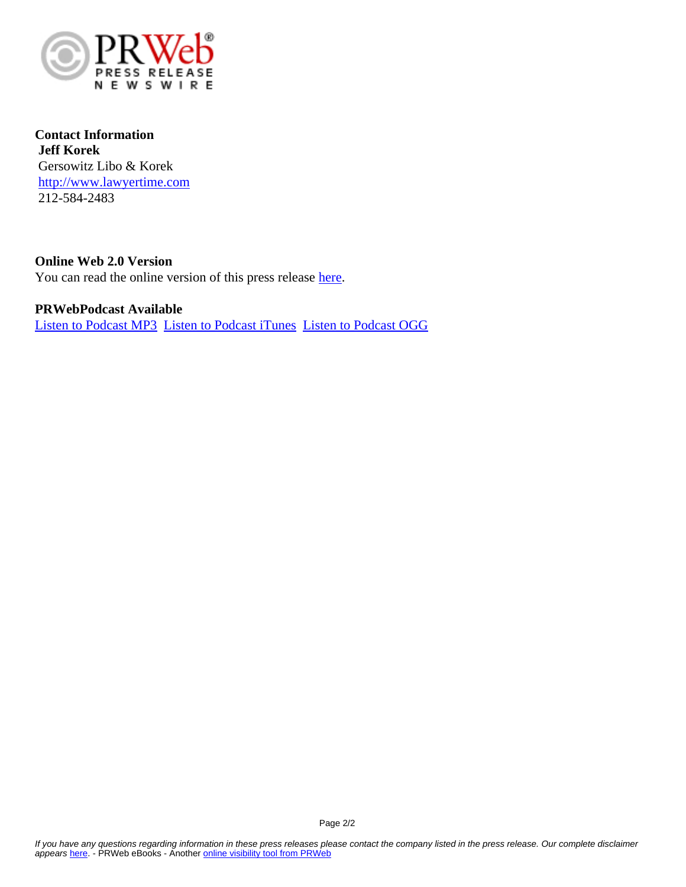**Contact Information**
**Jeff Korek**
Gersowitz Libo & Korek
http://www.lawyertime.com
212-584-2483

**Online Web 2.0 Version**
You can read the online version of this press release here.

**PRWebPodcast Available**
Listen to Podcast MP3 Listen to Podcast iTunes Listen to Podcast OGG